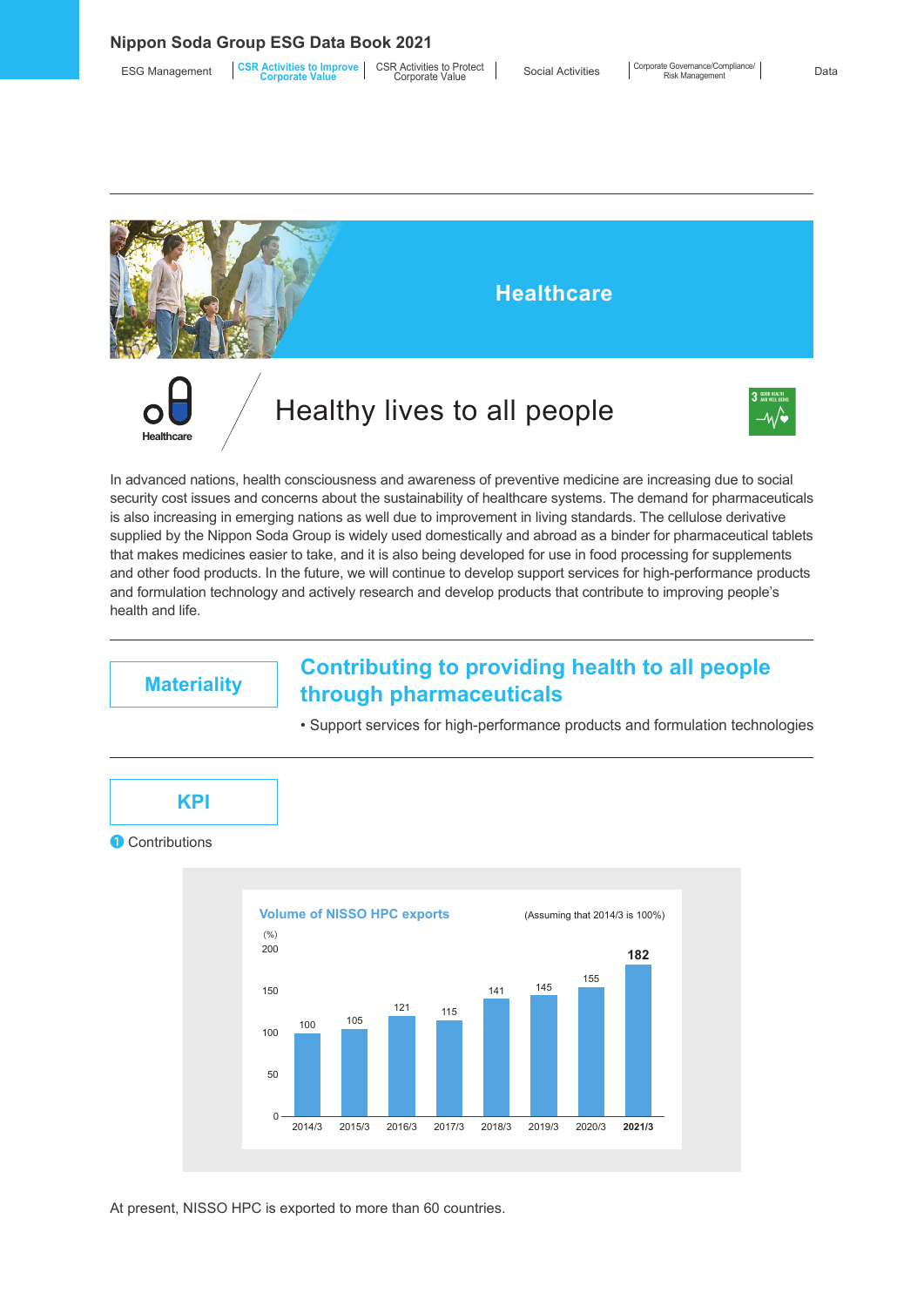# Healthcare

## Healthy lives to all people

In advanced nations, health consciousness and awareness of preventive medicine are increasing due to social security cost issues and concerns about the sustainability of healthcare systems. The demand for pharmaceuticals is also increasing in emerging nations as well due to improvement in living standards. The cellulose derivative supplied by the Nippon Soda Group is widely used domestically and abroad as a binder for pharmaceutical tablets that makes medicines easier to take, and it is also being developed for use in food processing for supplements and other food products. In the future, we will continue to develop support services for high-performance products and formulation technology and actively research and develop products that contribute to improving people's health and life.

### Materiality

**Contributing to providing health to all people through pharmaceuticals**

• Support services for high-performance products and formulation technologies

### KPI

1 Contributions

**Volume of NISSO HPC exports** (Assuming that 2014/3 is 100%)

| | 2014/3 | 2015/3 | 2016/3 | 2017/3 | 2018/3 | 2019/3 | 2020/3 | 2021/3 |
|---|---|---|---|---|---|---|---|---|
| (%) | 100 | 105 | 121 | 115 | 141 | 145 | 155 | 182 |

At present, NISSO HPC is exported to more than 60 countries.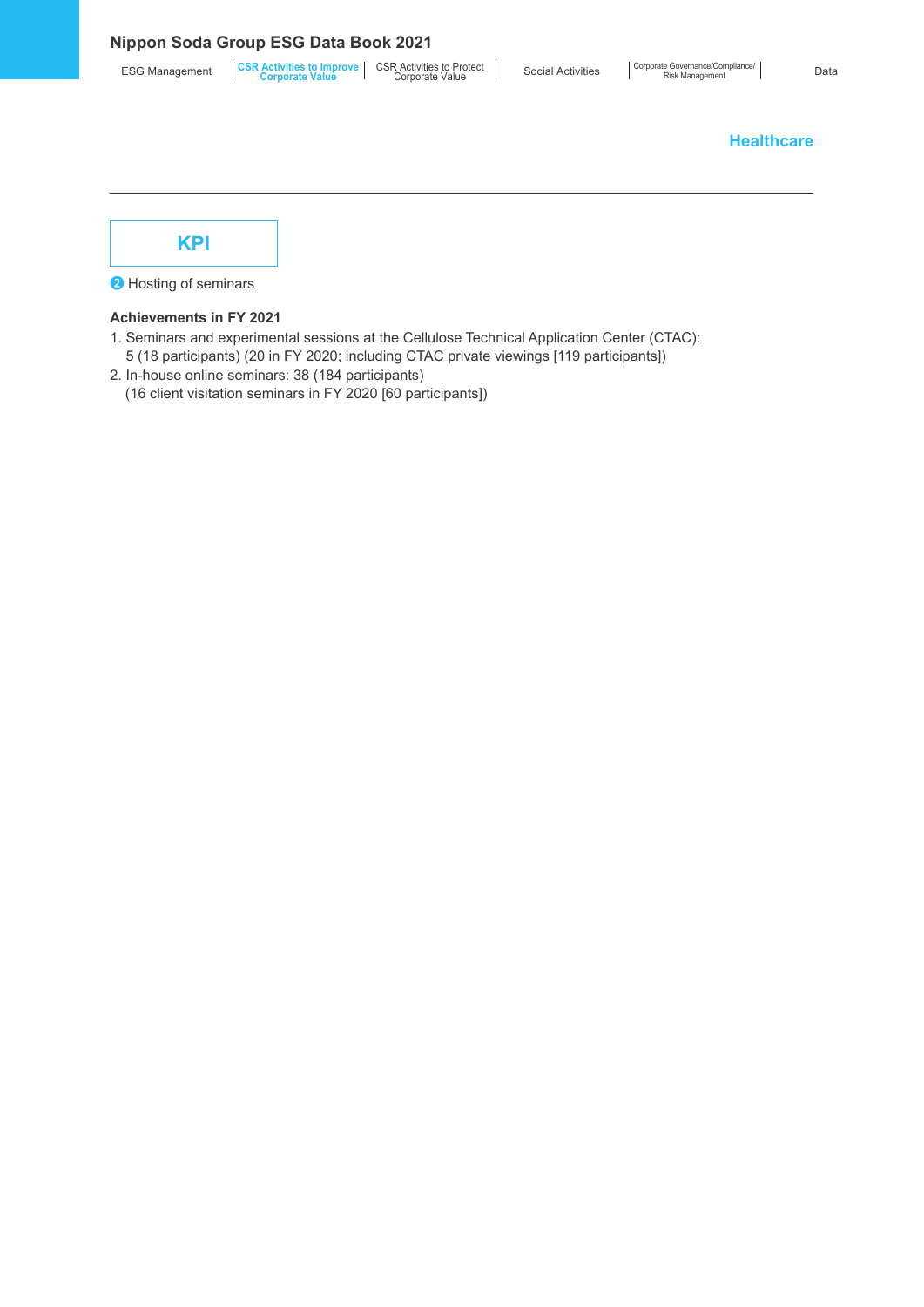## Healthcare

### KPI

❷ Hosting of seminars

**Achievements in FY 2021**

1. Seminars and experimental sessions at the Cellulose Technical Application Center (CTAC): 5 (18 participants) (20 in FY 2020; including CTAC private viewings [119 participants])
2. In-house online seminars: 38 (184 participants) (16 client visitation seminars in FY 2020 [60 participants])